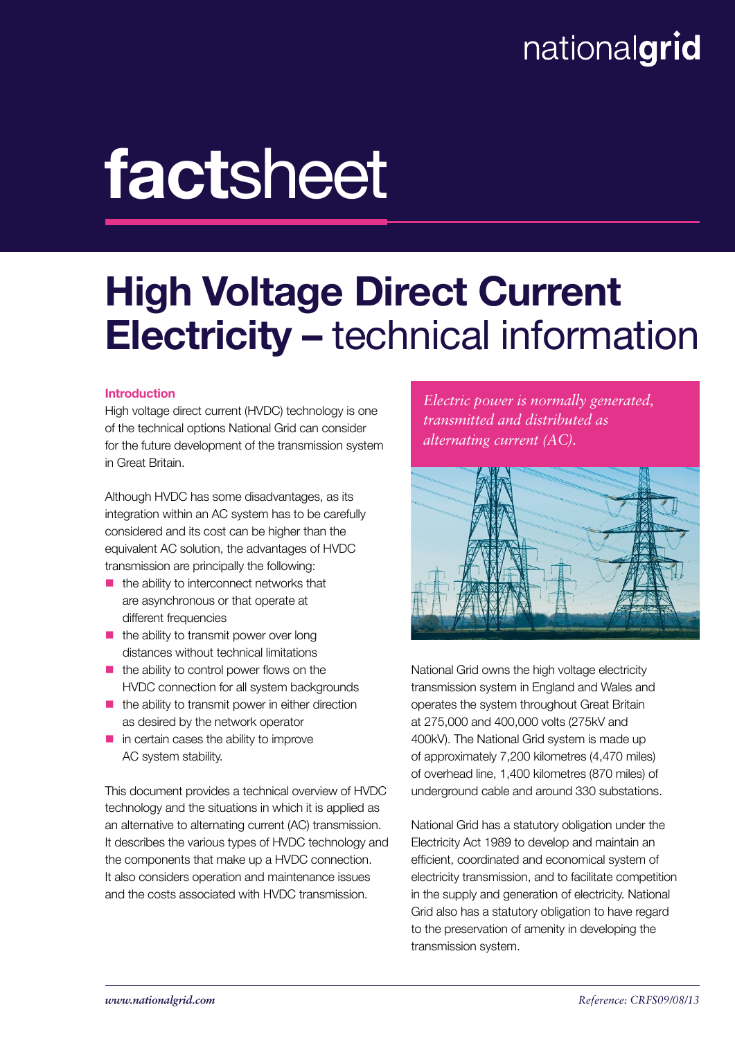nationalgrid

# factsheet

# High Voltage Direct Current Electricity – technical information

## Introduction

High voltage direct current (HVDC) technology is one of the technical options National Grid can consider for the future development of the transmission system in Great Britain.

Although HVDC has some disadvantages, as its integration within an AC system has to be carefully considered and its cost can be higher than the equivalent AC solution, the advantages of HVDC transmission are principally the following:

- the ability to interconnect networks that are asynchronous or that operate at different frequencies
- the ability to transmit power over long distances without technical limitations
- the ability to control power flows on the HVDC connection for all system backgrounds
- the ability to transmit power in either direction as desired by the network operator
- in certain cases the ability to improve AC system stability.

This document provides a technical overview of HVDC technology and the situations in which it is applied as an alternative to alternating current (AC) transmission. It describes the various types of HVDC technology and the components that make up a HVDC connection. It also considers operation and maintenance issues and the costs associated with HVDC transmission.

*Electric power is normally generated, transmitted and distributed as alternating current (AC).*

National Grid owns the high voltage electricity transmission system in England and Wales and operates the system throughout Great Britain at 275,000 and 400,000 volts (275kV and 400kV). The National Grid system is made up of approximately 7,200 kilometres (4,470 miles) of overhead line, 1,400 kilometres (870 miles) of underground cable and around 330 substations.

National Grid has a statutory obligation under the Electricity Act 1989 to develop and maintain an efficient, coordinated and economical system of electricity transmission, and to facilitate competition in the supply and generation of electricity. National Grid also has a statutory obligation to have regard to the preservation of amenity in developing the transmission system.

*www.nationalgrid.com* *Reference: CRFS09/08/13*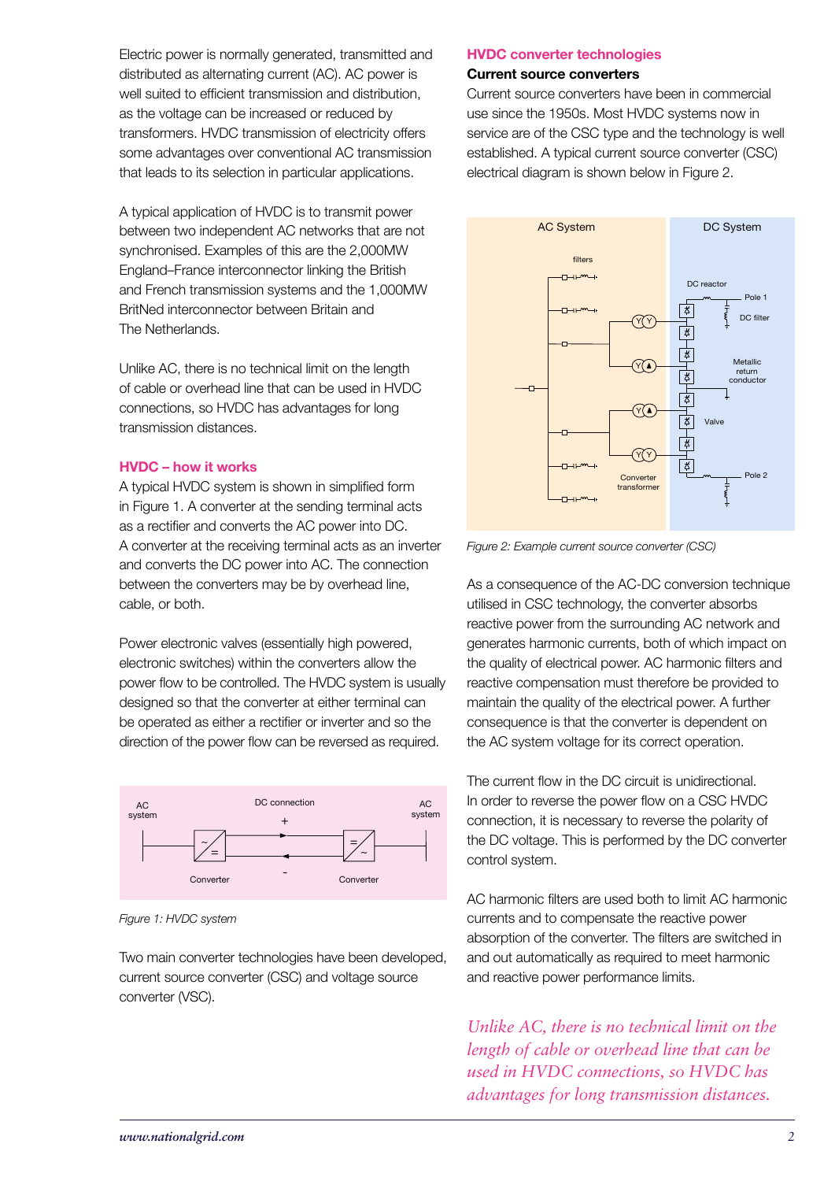Electric power is normally generated, transmitted and distributed as alternating current (AC). AC power is well suited to efficient transmission and distribution, as the voltage can be increased or reduced by transformers. HVDC transmission of electricity offers some advantages over conventional AC transmission that leads to its selection in particular applications.

A typical application of HVDC is to transmit power between two independent AC networks that are not synchronised. Examples of this are the 2,000MW England–France interconnector linking the British and French transmission systems and the 1,000MW BritNed interconnector between Britain and The Netherlands.

Unlike AC, there is no technical limit on the length of cable or overhead line that can be used in HVDC connections, so HVDC has advantages for long transmission distances.

## HVDC – how it works

A typical HVDC system is shown in simplified form in Figure 1. A converter at the sending terminal acts as a rectifier and converts the AC power into DC. A converter at the receiving terminal acts as an inverter and converts the DC power into AC. The connection between the converters may be by overhead line, cable, or both.

Power electronic valves (essentially high powered, electronic switches) within the converters allow the power flow to be controlled. The HVDC system is usually designed so that the converter at either terminal can be operated as either a rectifier or inverter and so the direction of the power flow can be reversed as required.

*Figure 1: HVDC system*

Two main converter technologies have been developed, current source converter (CSC) and voltage source converter (VSC).

## HVDC converter technologies

### Current source converters

Current source converters have been in commercial use since the 1950s. Most HVDC systems now in service are of the CSC type and the technology is well established. A typical current source converter (CSC) electrical diagram is shown below in Figure 2.

*Figure 2: Example current source converter (CSC)*

As a consequence of the AC-DC conversion technique utilised in CSC technology, the converter absorbs reactive power from the surrounding AC network and generates harmonic currents, both of which impact on the quality of electrical power. AC harmonic filters and reactive compensation must therefore be provided to maintain the quality of the electrical power. A further consequence is that the converter is dependent on the AC system voltage for its correct operation.

The current flow in the DC circuit is unidirectional. In order to reverse the power flow on a CSC HVDC connection, it is necessary to reverse the polarity of the DC voltage. This is performed by the DC converter control system.

AC harmonic filters are used both to limit AC harmonic currents and to compensate the reactive power absorption of the converter. The filters are switched in and out automatically as required to meet harmonic and reactive power performance limits.

*Unlike AC, there is no technical limit on the length of cable or overhead line that can be used in HVDC connections, so HVDC has advantages for long transmission distances.*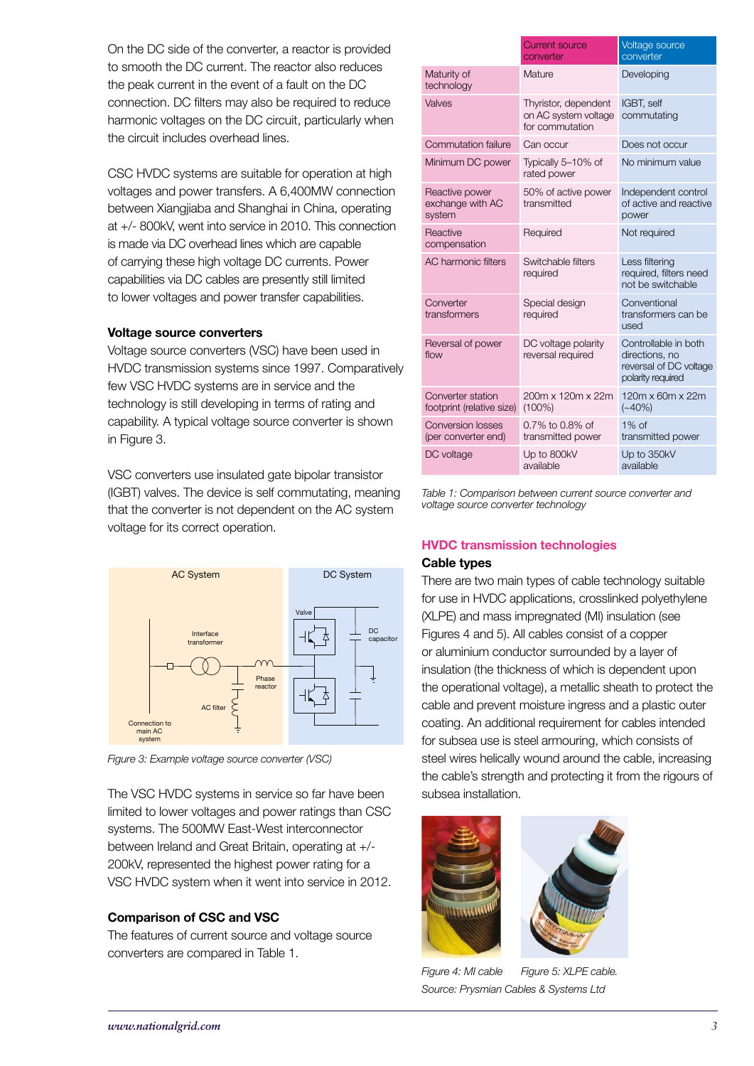On the DC side of the converter, a reactor is provided to smooth the DC current. The reactor also reduces the peak current in the event of a fault on the DC connection. DC filters may also be required to reduce harmonic voltages on the DC circuit, particularly when the circuit includes overhead lines.

CSC HVDC systems are suitable for operation at high voltages and power transfers. A 6,400MW connection between Xiangjiaba and Shanghai in China, operating at +/- 800kV, went into service in 2010. This connection is made via DC overhead lines which are capable of carrying these high voltage DC currents. Power capabilities via DC cables are presently still limited to lower voltages and power transfer capabilities.

### Voltage source converters

Voltage source converters (VSC) have been used in HVDC transmission systems since 1997. Comparatively few VSC HVDC systems are in service and the technology is still developing in terms of rating and capability. A typical voltage source converter is shown in Figure 3.

VSC converters use insulated gate bipolar transistor (IGBT) valves. The device is self commutating, meaning that the converter is not dependent on the AC system voltage for its correct operation.

*Figure 3: Example voltage source converter (VSC)*

The VSC HVDC systems in service so far have been limited to lower voltages and power ratings than CSC systems. The 500MW East-West interconnector between Ireland and Great Britain, operating at +/- 200kV, represented the highest power rating for a VSC HVDC system when it went into service in 2012.

### Comparison of CSC and VSC

The features of current source and voltage source converters are compared in Table 1.

| | Current source converter | Voltage source converter |
|---|---|---|
| Maturity of technology | Mature | Developing |
| Valves | Thyristor, dependent on AC system voltage for commutation | IGBT, self commutating |
| Commutation failure | Can occur | Does not occur |
| Minimum DC power | Typically 5–10% of rated power | No minimum value |
| Reactive power exchange with AC system | 50% of active power transmitted | Independent control of active and reactive power |
| Reactive compensation | Required | Not required |
| AC harmonic filters | Switchable filters required | Less filtering required, filters need not be switchable |
| Converter transformers | Special design required | Conventional transformers can be used |
| Reversal of power flow | DC voltage polarity reversal required | Controllable in both directions, no reversal of DC voltage polarity required |
| Converter station footprint (relative size) | 200m x 120m x 22m (100%) | 120m x 60m x 22m (~40%) |
| Conversion losses (per converter end) | 0.7% to 0.8% of transmitted power | 1% of transmitted power |
| DC voltage | Up to 800kV available | Up to 350kV available |

*Table 1: Comparison between current source converter and voltage source converter technology*

## HVDC transmission technologies

### Cable types

There are two main types of cable technology suitable for use in HVDC applications, crosslinked polyethylene (XLPE) and mass impregnated (MI) insulation (see Figures 4 and 5). All cables consist of a copper or aluminium conductor surrounded by a layer of insulation (the thickness of which is dependent upon the operational voltage), a metallic sheath to protect the cable and prevent moisture ingress and a plastic outer coating. An additional requirement for cables intended for subsea use is steel armouring, which consists of steel wires helically wound around the cable, increasing the cable's strength and protecting it from the rigours of subsea installation.

*Figure 4: MI cable* *Figure 5: XLPE cable.*
*Source: Prysmian Cables & Systems Ltd*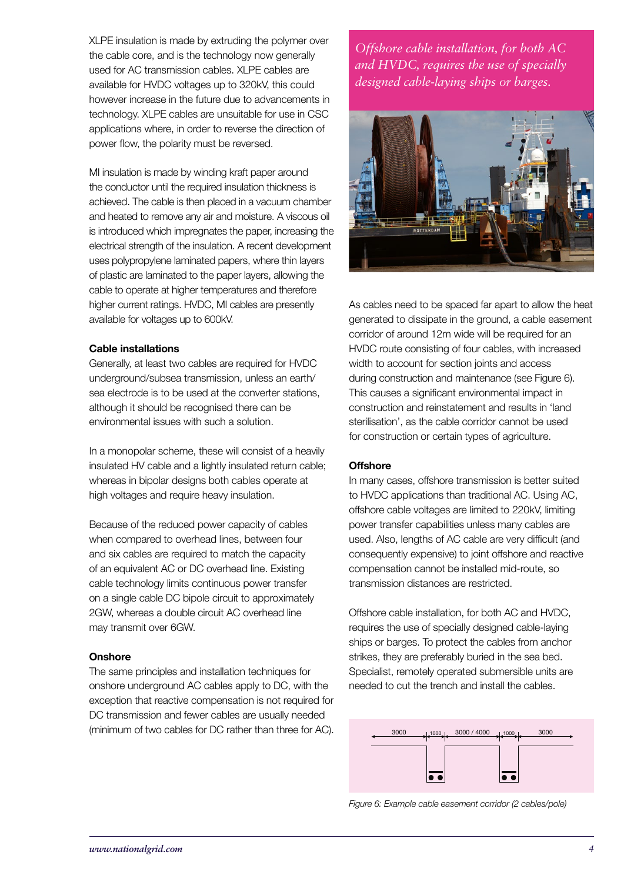XLPE insulation is made by extruding the polymer over the cable core, and is the technology now generally used for AC transmission cables. XLPE cables are available for HVDC voltages up to 320kV, this could however increase in the future due to advancements in technology. XLPE cables are unsuitable for use in CSC applications where, in order to reverse the direction of power flow, the polarity must be reversed.

MI insulation is made by winding kraft paper around the conductor until the required insulation thickness is achieved. The cable is then placed in a vacuum chamber and heated to remove any air and moisture. A viscous oil is introduced which impregnates the paper, increasing the electrical strength of the insulation. A recent development uses polypropylene laminated papers, where thin layers of plastic are laminated to the paper layers, allowing the cable to operate at higher temperatures and therefore higher current ratings. HVDC, MI cables are presently available for voltages up to 600kV.

### Cable installations

Generally, at least two cables are required for HVDC underground/subsea transmission, unless an earth/sea electrode is to be used at the converter stations, although it should be recognised there can be environmental issues with such a solution.

In a monopolar scheme, these will consist of a heavily insulated HV cable and a lightly insulated return cable; whereas in bipolar designs both cables operate at high voltages and require heavy insulation.

Because of the reduced power capacity of cables when compared to overhead lines, between four and six cables are required to match the capacity of an equivalent AC or DC overhead line. Existing cable technology limits continuous power transfer on a single cable DC bipole circuit to approximately 2GW, whereas a double circuit AC overhead line may transmit over 6GW.

### Onshore

The same principles and installation techniques for onshore underground AC cables apply to DC, with the exception that reactive compensation is not required for DC transmission and fewer cables are usually needed (minimum of two cables for DC rather than three for AC).

*Offshore cable installation, for both AC and HVDC, requires the use of specially designed cable-laying ships or barges.*

As cables need to be spaced far apart to allow the heat generated to dissipate in the ground, a cable easement corridor of around 12m wide will be required for an HVDC route consisting of four cables, with increased width to account for section joints and access during construction and maintenance (see Figure 6). This causes a significant environmental impact in construction and reinstatement and results in 'land sterilisation', as the cable corridor cannot be used for construction or certain types of agriculture.

### Offshore

In many cases, offshore transmission is better suited to HVDC applications than traditional AC. Using AC, offshore cable voltages are limited to 220kV, limiting power transfer capabilities unless many cables are used. Also, lengths of AC cable are very difficult (and consequently expensive) to joint offshore and reactive compensation cannot be installed mid-route, so transmission distances are restricted.

Offshore cable installation, for both AC and HVDC, requires the use of specially designed cable-laying ships or barges. To protect the cables from anchor strikes, they are preferably buried in the sea bed. Specialist, remotely operated submersible units are needed to cut the trench and install the cables.

3000 | 1000 | 3000 / 4000 | 1000 | 3000

*Figure 6: Example cable easement corridor (2 cables/pole)*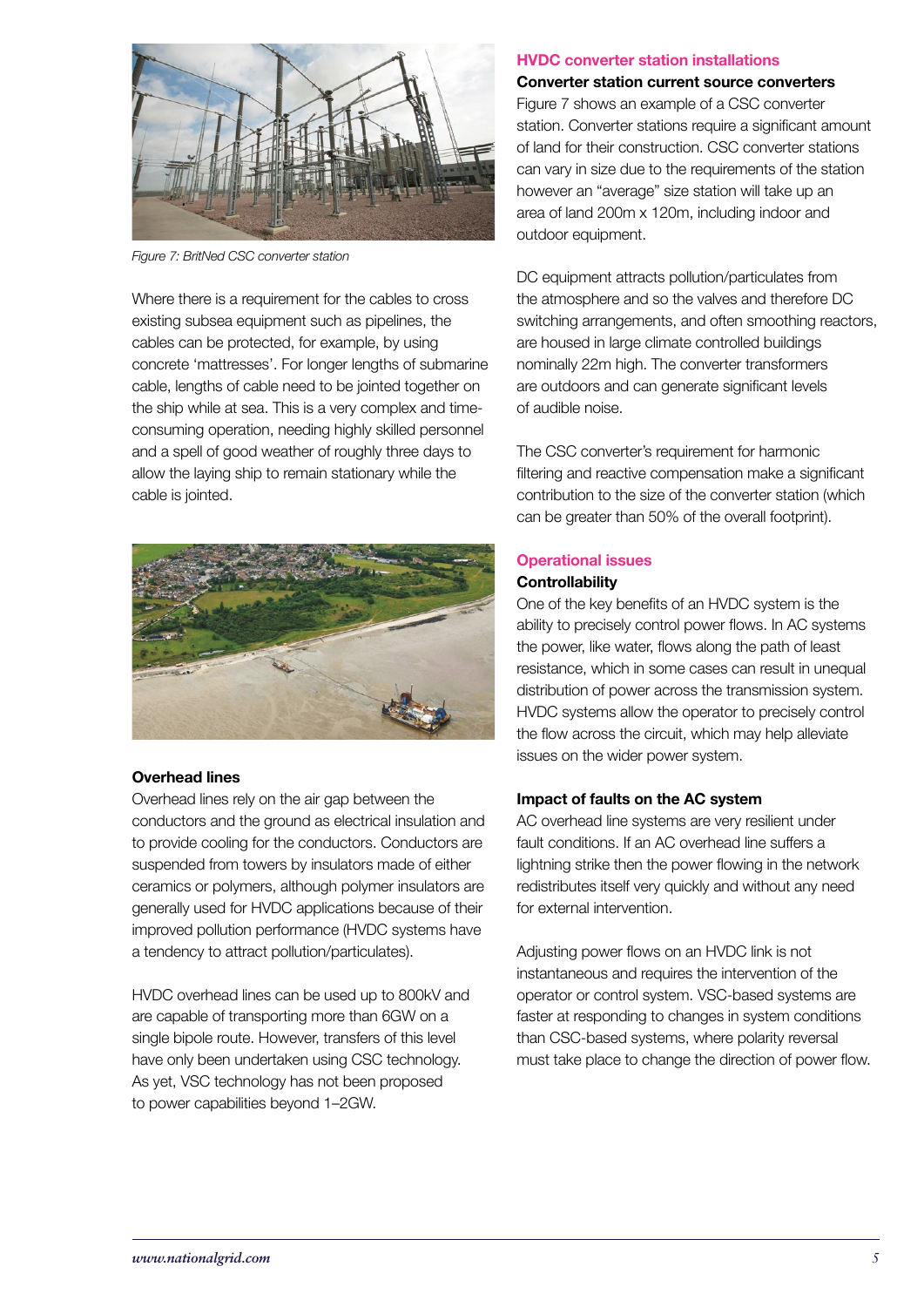*Figure 7: BritNed CSC converter station*

Where there is a requirement for the cables to cross existing subsea equipment such as pipelines, the cables can be protected, for example, by using concrete 'mattresses'. For longer lengths of submarine cable, lengths of cable need to be jointed together on the ship while at sea. This is a very complex and time-consuming operation, needing highly skilled personnel and a spell of good weather of roughly three days to allow the laying ship to remain stationary while the cable is jointed.

### Overhead lines

Overhead lines rely on the air gap between the conductors and the ground as electrical insulation and to provide cooling for the conductors. Conductors are suspended from towers by insulators made of either ceramics or polymers, although polymer insulators are generally used for HVDC applications because of their improved pollution performance (HVDC systems have a tendency to attract pollution/particulates).

HVDC overhead lines can be used up to 800kV and are capable of transporting more than 6GW on a single bipole route. However, transfers of this level have only been undertaken using CSC technology. As yet, VSC technology has not been proposed to power capabilities beyond 1–2GW.

## HVDC converter station installations

### Converter station current source converters

Figure 7 shows an example of a CSC converter station. Converter stations require a significant amount of land for their construction. CSC converter stations can vary in size due to the requirements of the station however an "average" size station will take up an area of land 200m x 120m, including indoor and outdoor equipment.

DC equipment attracts pollution/particulates from the atmosphere and so the valves and therefore DC switching arrangements, and often smoothing reactors, are housed in large climate controlled buildings nominally 22m high. The converter transformers are outdoors and can generate significant levels of audible noise.

The CSC converter's requirement for harmonic filtering and reactive compensation make a significant contribution to the size of the converter station (which can be greater than 50% of the overall footprint).

## Operational issues

### Controllability

One of the key benefits of an HVDC system is the ability to precisely control power flows. In AC systems the power, like water, flows along the path of least resistance, which in some cases can result in unequal distribution of power across the transmission system. HVDC systems allow the operator to precisely control the flow across the circuit, which may help alleviate issues on the wider power system.

### Impact of faults on the AC system

AC overhead line systems are very resilient under fault conditions. If an AC overhead line suffers a lightning strike then the power flowing in the network redistributes itself very quickly and without any need for external intervention.

Adjusting power flows on an HVDC link is not instantaneous and requires the intervention of the operator or control system. VSC-based systems are faster at responding to changes in system conditions than CSC-based systems, where polarity reversal must take place to change the direction of power flow.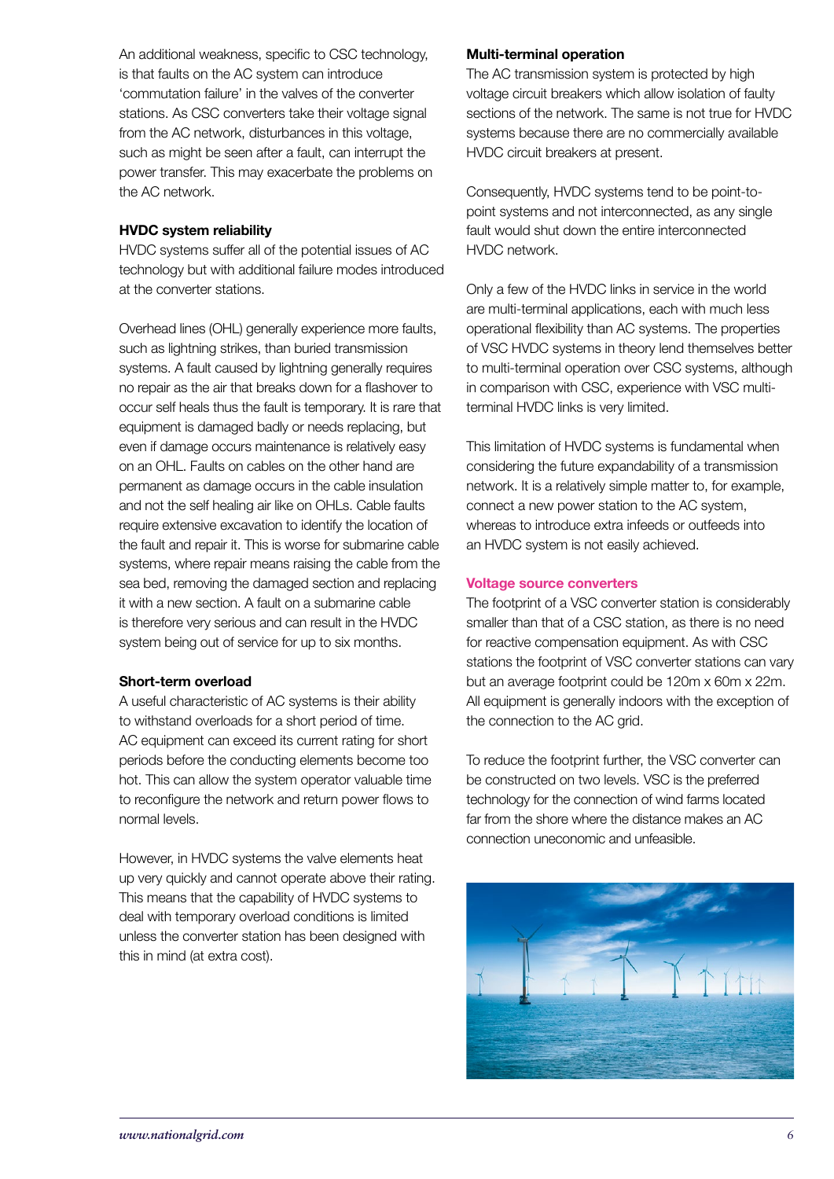An additional weakness, specific to CSC technology, is that faults on the AC system can introduce 'commutation failure' in the valves of the converter stations. As CSC converters take their voltage signal from the AC network, disturbances in this voltage, such as might be seen after a fault, can interrupt the power transfer. This may exacerbate the problems on the AC network.

**HVDC system reliability**

HVDC systems suffer all of the potential issues of AC technology but with additional failure modes introduced at the converter stations.

Overhead lines (OHL) generally experience more faults, such as lightning strikes, than buried transmission systems. A fault caused by lightning generally requires no repair as the air that breaks down for a flashover to occur self heals thus the fault is temporary. It is rare that equipment is damaged badly or needs replacing, but even if damage occurs maintenance is relatively easy on an OHL. Faults on cables on the other hand are permanent as damage occurs in the cable insulation and not the self healing air like on OHLs. Cable faults require extensive excavation to identify the location of the fault and repair it. This is worse for submarine cable systems, where repair means raising the cable from the sea bed, removing the damaged section and replacing it with a new section. A fault on a submarine cable is therefore very serious and can result in the HVDC system being out of service for up to six months.

**Short-term overload**

A useful characteristic of AC systems is their ability to withstand overloads for a short period of time. AC equipment can exceed its current rating for short periods before the conducting elements become too hot. This can allow the system operator valuable time to reconfigure the network and return power flows to normal levels.

However, in HVDC systems the valve elements heat up very quickly and cannot operate above their rating. This means that the capability of HVDC systems to deal with temporary overload conditions is limited unless the converter station has been designed with this in mind (at extra cost).

**Multi-terminal operation**

The AC transmission system is protected by high voltage circuit breakers which allow isolation of faulty sections of the network. The same is not true for HVDC systems because there are no commercially available HVDC circuit breakers at present.

Consequently, HVDC systems tend to be point-to-point systems and not interconnected, as any single fault would shut down the entire interconnected HVDC network.

Only a few of the HVDC links in service in the world are multi-terminal applications, each with much less operational flexibility than AC systems. The properties of VSC HVDC systems in theory lend themselves better to multi-terminal operation over CSC systems, although in comparison with CSC, experience with VSC multi-terminal HVDC links is very limited.

This limitation of HVDC systems is fundamental when considering the future expandability of a transmission network. It is a relatively simple matter to, for example, connect a new power station to the AC system, whereas to introduce extra infeeds or outfeeds into an HVDC system is not easily achieved.

**Voltage source converters**

The footprint of a VSC converter station is considerably smaller than that of a CSC station, as there is no need for reactive compensation equipment. As with CSC stations the footprint of VSC converter stations can vary but an average footprint could be 120m x 60m x 22m. All equipment is generally indoors with the exception of the connection to the AC grid.

To reduce the footprint further, the VSC converter can be constructed on two levels. VSC is the preferred technology for the connection of wind farms located far from the shore where the distance makes an AC connection uneconomic and unfeasible.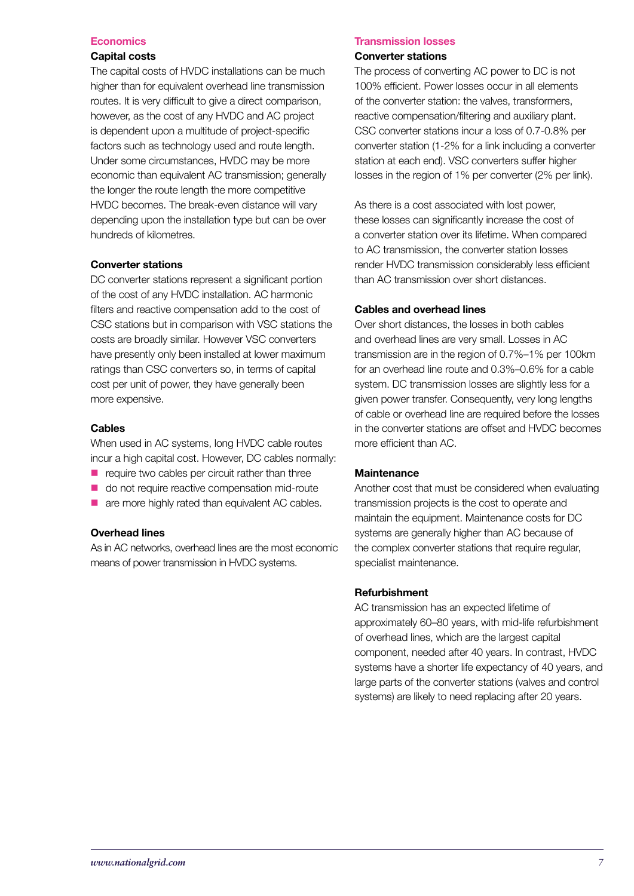## Economics

### Capital costs

The capital costs of HVDC installations can be much higher than for equivalent overhead line transmission routes. It is very difficult to give a direct comparison, however, as the cost of any HVDC and AC project is dependent upon a multitude of project-specific factors such as technology used and route length. Under some circumstances, HVDC may be more economic than equivalent AC transmission; generally the longer the route length the more competitive HVDC becomes. The break-even distance will vary depending upon the installation type but can be over hundreds of kilometres.

### Converter stations

DC converter stations represent a significant portion of the cost of any HVDC installation. AC harmonic filters and reactive compensation add to the cost of CSC stations but in comparison with VSC stations the costs are broadly similar. However VSC converters have presently only been installed at lower maximum ratings than CSC converters so, in terms of capital cost per unit of power, they have generally been more expensive.

### Cables

When used in AC systems, long HVDC cable routes incur a high capital cost. However, DC cables normally:

- require two cables per circuit rather than three
- do not require reactive compensation mid-route
- are more highly rated than equivalent AC cables.

### Overhead lines

As in AC networks, overhead lines are the most economic means of power transmission in HVDC systems.

## Transmission losses

### Converter stations

The process of converting AC power to DC is not 100% efficient. Power losses occur in all elements of the converter station: the valves, transformers, reactive compensation/filtering and auxiliary plant. CSC converter stations incur a loss of 0.7-0.8% per converter station (1-2% for a link including a converter station at each end). VSC converters suffer higher losses in the region of 1% per converter (2% per link).

As there is a cost associated with lost power, these losses can significantly increase the cost of a converter station over its lifetime. When compared to AC transmission, the converter station losses render HVDC transmission considerably less efficient than AC transmission over short distances.

### Cables and overhead lines

Over short distances, the losses in both cables and overhead lines are very small. Losses in AC transmission are in the region of 0.7%–1% per 100km for an overhead line route and 0.3%–0.6% for a cable system. DC transmission losses are slightly less for a given power transfer. Consequently, very long lengths of cable or overhead line are required before the losses in the converter stations are offset and HVDC becomes more efficient than AC.

### Maintenance

Another cost that must be considered when evaluating transmission projects is the cost to operate and maintain the equipment. Maintenance costs for DC systems are generally higher than AC because of the complex converter stations that require regular, specialist maintenance.

### Refurbishment

AC transmission has an expected lifetime of approximately 60–80 years, with mid-life refurbishment of overhead lines, which are the largest capital component, needed after 40 years. In contrast, HVDC systems have a shorter life expectancy of 40 years, and large parts of the converter stations (valves and control systems) are likely to need replacing after 20 years.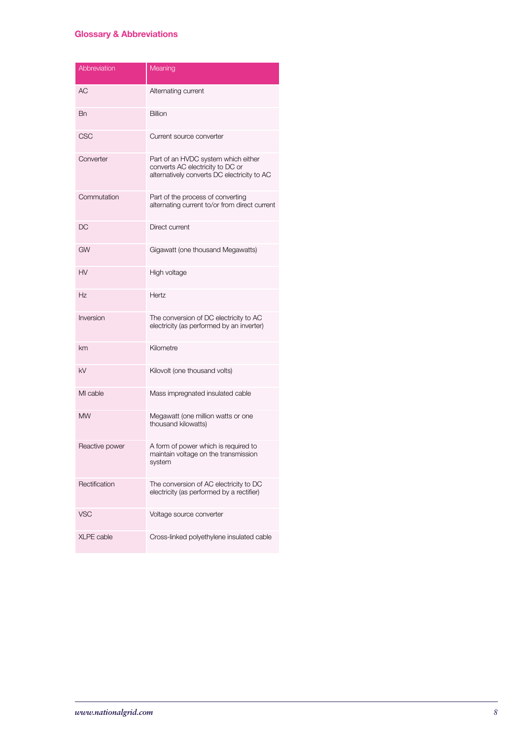## Glossary & Abbreviations

| Abbreviation | Meaning |
|---|---|
| AC | Alternating current |
| Bn | Billion |
| CSC | Current source converter |
| Converter | Part of an HVDC system which either converts AC electricity to DC or alternatively converts DC electricity to AC |
| Commutation | Part of the process of converting alternating current to/or from direct current |
| DC | Direct current |
| GW | Gigawatt (one thousand Megawatts) |
| HV | High voltage |
| Hz | Hertz |
| Inversion | The conversion of DC electricity to AC electricity (as performed by an inverter) |
| km | Kilometre |
| kV | Kilovolt (one thousand volts) |
| MI cable | Mass impregnated insulated cable |
| MW | Megawatt (one million watts or one thousand kilowatts) |
| Reactive power | A form of power which is required to maintain voltage on the transmission system |
| Rectification | The conversion of AC electricity to DC electricity (as performed by a rectifier) |
| VSC | Voltage source converter |
| XLPE cable | Cross-linked polyethylene insulated cable |